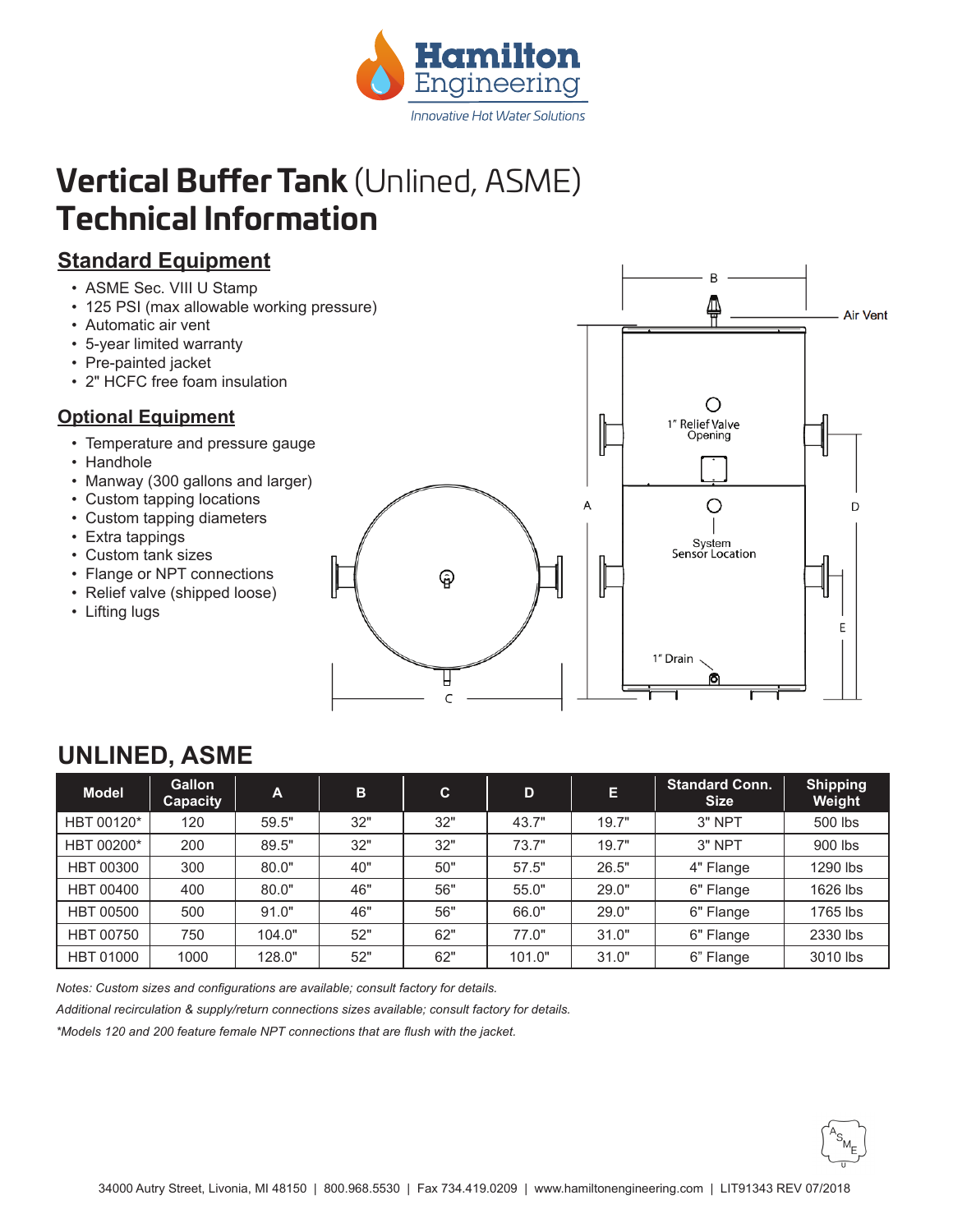Hamilton Engineering

*Innovative Hot Water Solutions*

# **Vertical Buffer Tank** (Unlined, ASME) Technical Information

## Standard Equipment

- ASME Sec. VIII U Stamp
- 125 PSI (max allowable working pressure)
- Automatic air vent
- 5-year limited warranty
- Pre-painted jacket
- 2" HCFC free foam insulation

## Optional Equipment

- Temperature and pressure gauge
- Handhole
- Manway (300 gallons and larger)
- Custom tapping locations
- Custom tapping diameters
- Extra tappings
- Custom tank sizes
- Flange or NPT connections
- Relief valve (shipped loose)
- Lifting lugs

## UNLINED, ASME

| Model | Gallon Capacity | A | B | C | D | E | Standard Conn. Size | Shipping Weight |
|---|---|---|---|---|---|---|---|---|
| HBT 00120* | 120 | 59.5" | 32" | 32" | 43.7" | 19.7" | 3" NPT | 500 lbs |
| HBT 00200* | 200 | 89.5" | 32" | 32" | 73.7" | 19.7" | 3" NPT | 900 lbs |
| HBT 00300 | 300 | 80.0" | 40" | 50" | 57.5" | 26.5" | 4" Flange | 1290 lbs |
| HBT 00400 | 400 | 80.0" | 46" | 56" | 55.0" | 29.0" | 6" Flange | 1626 lbs |
| HBT 00500 | 500 | 91.0" | 46" | 56" | 66.0" | 29.0" | 6" Flange | 1765 lbs |
| HBT 00750 | 750 | 104.0" | 52" | 62" | 77.0" | 31.0" | 6" Flange | 2330 lbs |
| HBT 01000 | 1000 | 128.0" | 52" | 62" | 101.0" | 31.0" | 6" Flange | 3010 lbs |

*Notes: Custom sizes and configurations are available; consult factory for details.*

*Additional recirculation & supply/return connections sizes available; consult factory for details.*

*\*Models 120 and 200 feature female NPT connections that are flush with the jacket.*

34000 Autry Street, Livonia, MI 48150 | 800.968.5530 | Fax 734.419.0209 | www.hamiltonengineering.com | LIT91343 REV 07/2018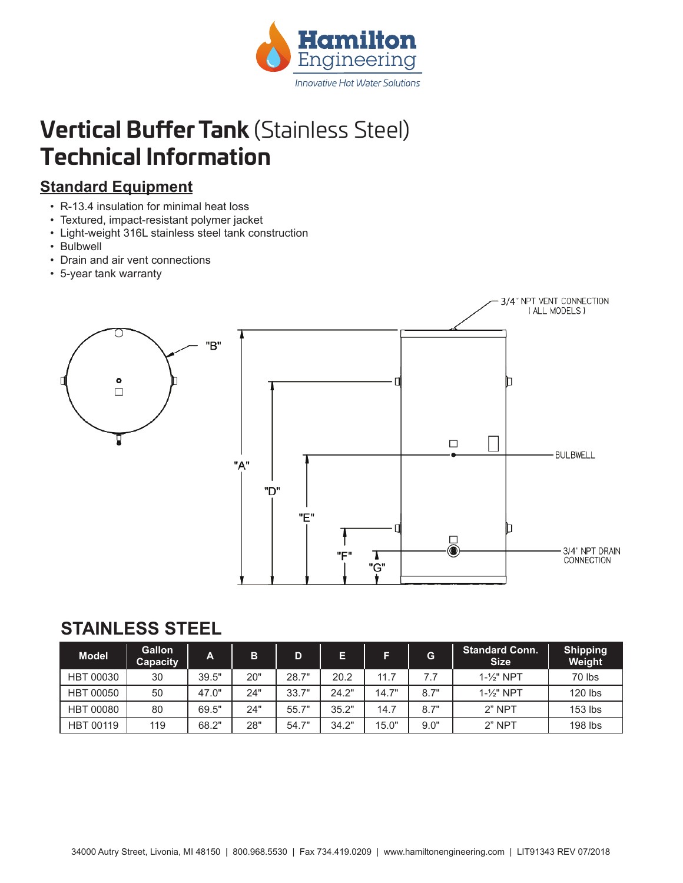Hamilton Engineering

*Innovative Hot Water Solutions*

# Vertical Buffer Tank (Stainless Steel) Technical Information

## Standard Equipment

- R-13.4 insulation for minimal heat loss
- Textured, impact-resistant polymer jacket
- Light-weight 316L stainless steel tank construction
- Bulbwell
- Drain and air vent connections
- 5-year tank warranty

3/4" NPT VENT CONNECTION ( ALL MODELS )

"B"

"A"

"D"

"E"

"F"

"G"

BULBWELL

3/4" NPT DRAIN CONNECTION

## STAINLESS STEEL

| Model | Gallon Capacity | A | B | D | E | F | G | Standard Conn. Size | Shipping Weight |
|---|---|---|---|---|---|---|---|---|---|
| HBT 00030 | 30 | 39.5" | 20" | 28.7" | 20.2 | 11.7 | 7.7 | 1-½" NPT | 70 lbs |
| HBT 00050 | 50 | 47.0" | 24" | 33.7" | 24.2" | 14.7" | 8.7" | 1-½" NPT | 120 lbs |
| HBT 00080 | 80 | 69.5" | 24" | 55.7" | 35.2" | 14.7 | 8.7" | 2" NPT | 153 lbs |
| HBT 00119 | 119 | 68.2" | 28" | 54.7" | 34.2" | 15.0" | 9.0" | 2" NPT | 198 lbs |

34000 Autry Street, Livonia, MI 48150 | 800.968.5530 | Fax 734.419.0209 | www.hamiltonengineering.com | LIT91343 REV 07/2018